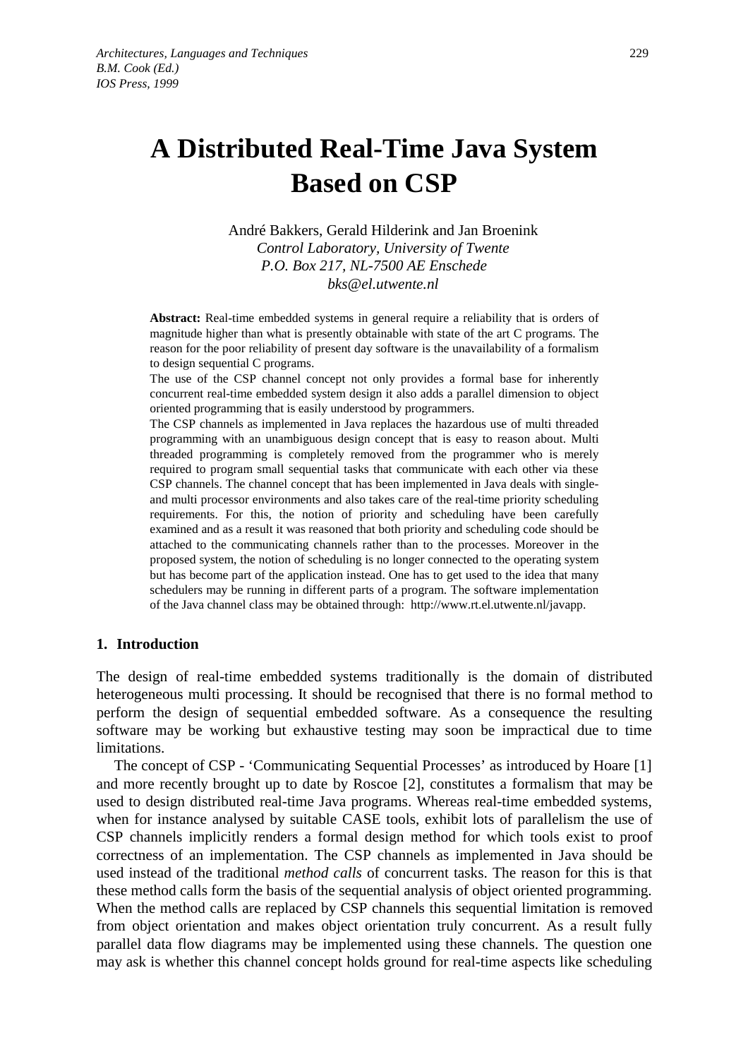*Architectures, Languages and Techniques*
*B.M. Cook (Ed.)*
*IOS Press, 1999*

# A Distributed Real-Time Java System Based on CSP

André Bakkers, Gerald Hilderink and Jan Broenink
*Control Laboratory, University of Twente*
*P.O. Box 217, NL-7500 AE Enschede*
*bks@el.utwente.nl*

**Abstract:** Real-time embedded systems in general require a reliability that is orders of magnitude higher than what is presently obtainable with state of the art C programs. The reason for the poor reliability of present day software is the unavailability of a formalism to design sequential C programs.
The use of the CSP channel concept not only provides a formal base for inherently concurrent real-time embedded system design it also adds a parallel dimension to object oriented programming that is easily understood by programmers.
The CSP channels as implemented in Java replaces the hazardous use of multi threaded programming with an unambiguous design concept that is easy to reason about. Multi threaded programming is completely removed from the programmer who is merely required to program small sequential tasks that communicate with each other via these CSP channels. The channel concept that has been implemented in Java deals with single- and multi processor environments and also takes care of the real-time priority scheduling requirements. For this, the notion of priority and scheduling have been carefully examined and as a result it was reasoned that both priority and scheduling code should be attached to the communicating channels rather than to the processes. Moreover in the proposed system, the notion of scheduling is no longer connected to the operating system but has become part of the application instead. One has to get used to the idea that many schedulers may be running in different parts of a program. The software implementation of the Java channel class may be obtained through: http://www.rt.el.utwente.nl/javapp.

## 1. Introduction

The design of real-time embedded systems traditionally is the domain of distributed heterogeneous multi processing. It should be recognised that there is no formal method to perform the design of sequential embedded software. As a consequence the resulting software may be working but exhaustive testing may soon be impractical due to time limitations.

The concept of CSP - 'Communicating Sequential Processes' as introduced by Hoare [1] and more recently brought up to date by Roscoe [2], constitutes a formalism that may be used to design distributed real-time Java programs. Whereas real-time embedded systems, when for instance analysed by suitable CASE tools, exhibit lots of parallelism the use of CSP channels implicitly renders a formal design method for which tools exist to proof correctness of an implementation. The CSP channels as implemented in Java should be used instead of the traditional *method calls* of concurrent tasks. The reason for this is that these method calls form the basis of the sequential analysis of object oriented programming. When the method calls are replaced by CSP channels this sequential limitation is removed from object orientation and makes object orientation truly concurrent. As a result fully parallel data flow diagrams may be implemented using these channels. The question one may ask is whether this channel concept holds ground for real-time aspects like scheduling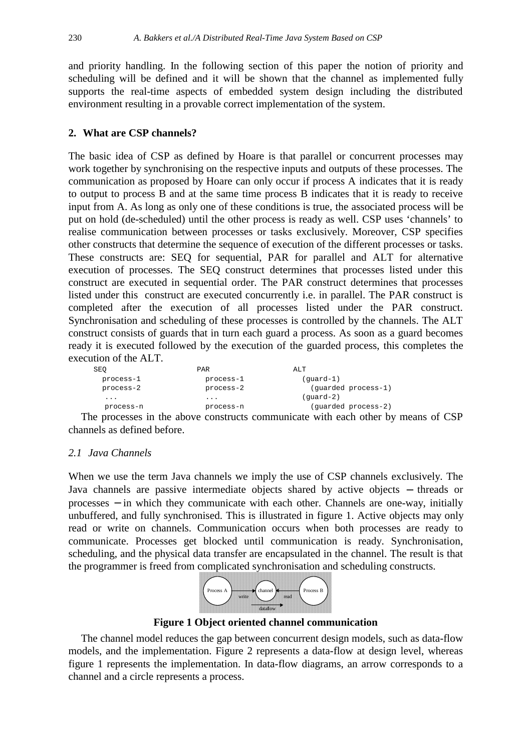and priority handling. In the following section of this paper the notion of priority and scheduling will be defined and it will be shown that the channel as implemented fully supports the real-time aspects of embedded system design including the distributed environment resulting in a provable correct implementation of the system.

## 2. What are CSP channels?

The basic idea of CSP as defined by Hoare is that parallel or concurrent processes may work together by synchronising on the respective inputs and outputs of these processes. The communication as proposed by Hoare can only occur if process A indicates that it is ready to output to process B and at the same time process B indicates that it is ready to receive input from A. As long as only one of these conditions is true, the associated process will be put on hold (de-scheduled) until the other process is ready as well. CSP uses 'channels' to realise communication between processes or tasks exclusively. Moreover, CSP specifies other constructs that determine the sequence of execution of the different processes or tasks. These constructs are: SEQ for sequential, PAR for parallel and ALT for alternative execution of processes. The SEQ construct determines that processes listed under this construct are executed in sequential order. The PAR construct determines that processes listed under this construct are executed concurrently i.e. in parallel. The PAR construct is completed after the execution of all processes listed under the PAR construct. Synchronisation and scheduling of these processes is controlled by the channels. The ALT construct consists of guards that in turn each guard a process. As soon as a guard becomes ready it is executed followed by the execution of the guarded process, this completes the execution of the ALT.

```
SEQ                 PAR                 ALT
  process-1           process-1           (guard-1)
  process-2           process-2             (guarded process-1)
   ...                 ...                (guard-2)
   process-n           process-n            (guarded process-2)
```

The processes in the above constructs communicate with each other by means of CSP channels as defined before.

### *2.1 Java Channels*

When we use the term Java channels we imply the use of CSP channels exclusively. The Java channels are passive intermediate objects shared by active objects – threads or processes – in which they communicate with each other. Channels are one-way, initially unbuffered, and fully synchronised. This is illustrated in figure 1. Active objects may only read or write on channels. Communication occurs when both processes are ready to communicate. Processes get blocked until communication is ready. Synchronisation, scheduling, and the physical data transfer are encapsulated in the channel. The result is that the programmer is freed from complicated synchronisation and scheduling constructs.

**Figure 1 Object oriented channel communication**

The channel model reduces the gap between concurrent design models, such as data-flow models, and the implementation. Figure 2 represents a data-flow at design level, whereas figure 1 represents the implementation. In data-flow diagrams, an arrow corresponds to a channel and a circle represents a process.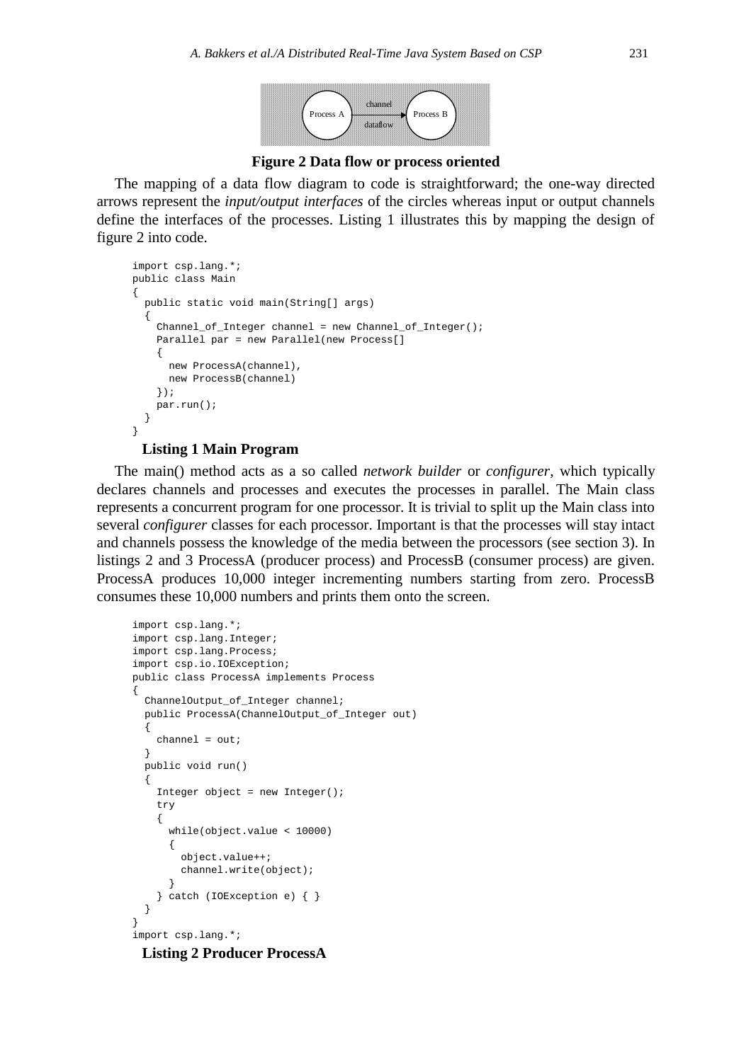**Figure 2 Data flow or process oriented**

The mapping of a data flow diagram to code is straightforward; the one-way directed arrows represent the *input/output interfaces* of the circles whereas input or output channels define the interfaces of the processes. Listing 1 illustrates this by mapping the design of figure 2 into code.

```
import csp.lang.*;
public class Main
{
  public static void main(String[] args)
  {
    Channel_of_Integer channel = new Channel_of_Integer();
    Parallel par = new Parallel(new Process[]
    {
      new ProcessA(channel),
      new ProcessB(channel)
    });
    par.run();
  }
}
```

**Listing 1 Main Program**

The main() method acts as a so called *network builder* or *configurer*, which typically declares channels and processes and executes the processes in parallel. The Main class represents a concurrent program for one processor. It is trivial to split up the Main class into several *configurer* classes for each processor. Important is that the processes will stay intact and channels possess the knowledge of the media between the processors (see section 3). In listings 2 and 3 ProcessA (producer process) and ProcessB (consumer process) are given. ProcessA produces 10,000 integer incrementing numbers starting from zero. ProcessB consumes these 10,000 numbers and prints them onto the screen.

```
import csp.lang.*;
import csp.lang.Integer;
import csp.lang.Process;
import csp.io.IOException;
public class ProcessA implements Process
{
  ChannelOutput_of_Integer channel;
  public ProcessA(ChannelOutput_of_Integer out)
  {
    channel = out;
  }
  public void run()
  {
    Integer object = new Integer();
    try
    {
      while(object.value < 10000)
      {
        object.value++;
        channel.write(object);
      }
    } catch (IOException e) { }
  }
}
import csp.lang.*;
```

**Listing 2 Producer ProcessA**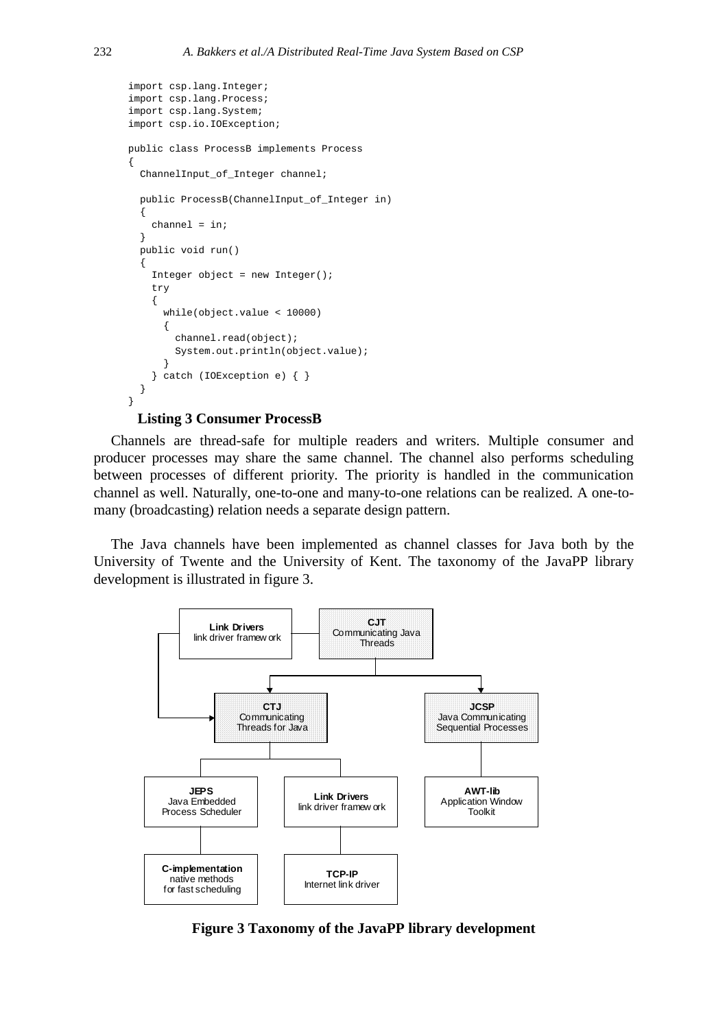```
import csp.lang.Integer;
import csp.lang.Process;
import csp.lang.System;
import csp.io.IOException;

public class ProcessB implements Process
{
  ChannelInput_of_Integer channel;

  public ProcessB(ChannelInput_of_Integer in)
  {
    channel = in;
  }
  public void run()
  {
    Integer object = new Integer();
    try
    {
      while(object.value < 10000)
      {
        channel.read(object);
        System.out.println(object.value);
      }
    } catch (IOException e) { }
  }
}
```

**Listing 3 Consumer ProcessB**

Channels are thread-safe for multiple readers and writers. Multiple consumer and producer processes may share the same channel. The channel also performs scheduling between processes of different priority. The priority is handled in the communication channel as well. Naturally, one-to-one and many-to-one relations can be realized. A one-to-many (broadcasting) relation needs a separate design pattern.

The Java channels have been implemented as channel classes for Java both by the University of Twente and the University of Kent. The taxonomy of the JavaPP library development is illustrated in figure 3.

**Figure 3 Taxonomy of the JavaPP library development**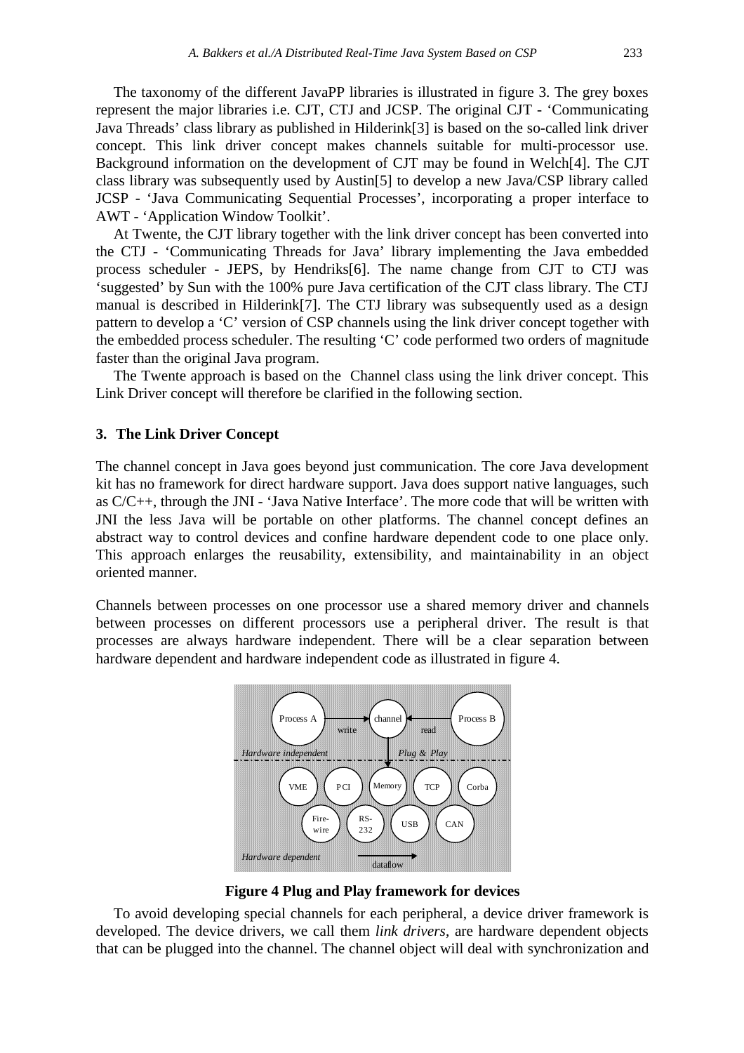The taxonomy of the different JavaPP libraries is illustrated in figure 3. The grey boxes represent the major libraries i.e. CJT, CTJ and JCSP. The original CJT - 'Communicating Java Threads' class library as published in Hilderink[3] is based on the so-called link driver concept. This link driver concept makes channels suitable for multi-processor use. Background information on the development of CJT may be found in Welch[4]. The CJT class library was subsequently used by Austin[5] to develop a new Java/CSP library called JCSP - 'Java Communicating Sequential Processes', incorporating a proper interface to AWT - 'Application Window Toolkit'.

At Twente, the CJT library together with the link driver concept has been converted into the CTJ - 'Communicating Threads for Java' library implementing the Java embedded process scheduler - JEPS, by Hendriks[6]. The name change from CJT to CTJ was 'suggested' by Sun with the 100% pure Java certification of the CJT class library. The CTJ manual is described in Hilderink[7]. The CTJ library was subsequently used as a design pattern to develop a 'C' version of CSP channels using the link driver concept together with the embedded process scheduler. The resulting 'C' code performed two orders of magnitude faster than the original Java program.

The Twente approach is based on the Channel class using the link driver concept. This Link Driver concept will therefore be clarified in the following section.

## 3. The Link Driver Concept

The channel concept in Java goes beyond just communication. The core Java development kit has no framework for direct hardware support. Java does support native languages, such as C/C++, through the JNI - 'Java Native Interface'. The more code that will be written with JNI the less Java will be portable on other platforms. The channel concept defines an abstract way to control devices and confine hardware dependent code to one place only. This approach enlarges the reusability, extensibility, and maintainability in an object oriented manner.

Channels between processes on one processor use a shared memory driver and channels between processes on different processors use a peripheral driver. The result is that processes are always hardware independent. There will be a clear separation between hardware dependent and hardware independent code as illustrated in figure 4.

**Figure 4 Plug and Play framework for devices**

To avoid developing special channels for each peripheral, a device driver framework is developed. The device drivers, we call them *link drivers*, are hardware dependent objects that can be plugged into the channel. The channel object will deal with synchronization and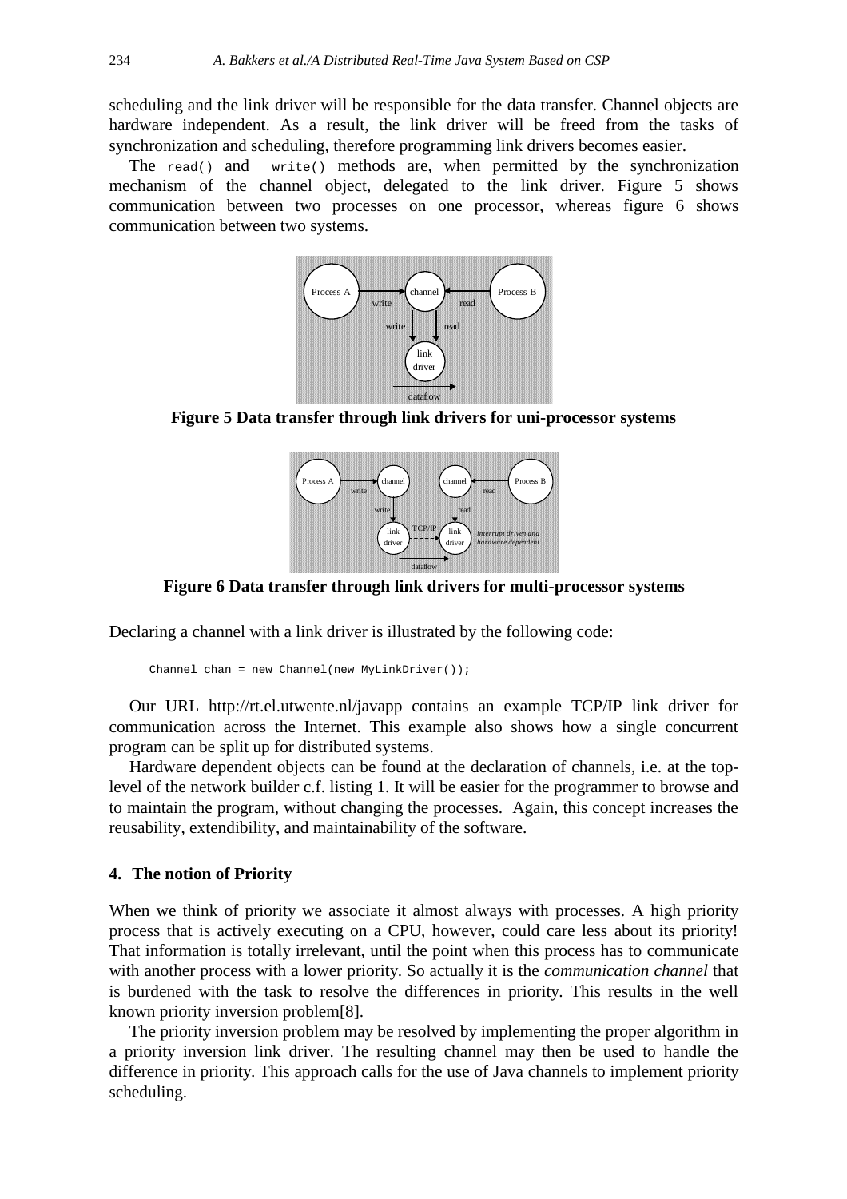scheduling and the link driver will be responsible for the data transfer. Channel objects are hardware independent. As a result, the link driver will be freed from the tasks of synchronization and scheduling, therefore programming link drivers becomes easier.

The `read()` and `write()` methods are, when permitted by the synchronization mechanism of the channel object, delegated to the link driver. Figure 5 shows communication between two processes on one processor, whereas figure 6 shows communication between two systems.

**Figure 5 Data transfer through link drivers for uni-processor systems**

**Figure 6 Data transfer through link drivers for multi-processor systems**

Declaring a channel with a link driver is illustrated by the following code:

```
Channel chan = new Channel(new MyLinkDriver());
```

Our URL http://rt.el.utwente.nl/javapp contains an example TCP/IP link driver for communication across the Internet. This example also shows how a single concurrent program can be split up for distributed systems.

Hardware dependent objects can be found at the declaration of channels, i.e. at the top-level of the network builder c.f. listing 1. It will be easier for the programmer to browse and to maintain the program, without changing the processes. Again, this concept increases the reusability, extendibility, and maintainability of the software.

## 4. The notion of Priority

When we think of priority we associate it almost always with processes. A high priority process that is actively executing on a CPU, however, could care less about its priority! That information is totally irrelevant, until the point when this process has to communicate with another process with a lower priority. So actually it is the *communication channel* that is burdened with the task to resolve the differences in priority. This results in the well known priority inversion problem[8].

The priority inversion problem may be resolved by implementing the proper algorithm in a priority inversion link driver. The resulting channel may then be used to handle the difference in priority. This approach calls for the use of Java channels to implement priority scheduling.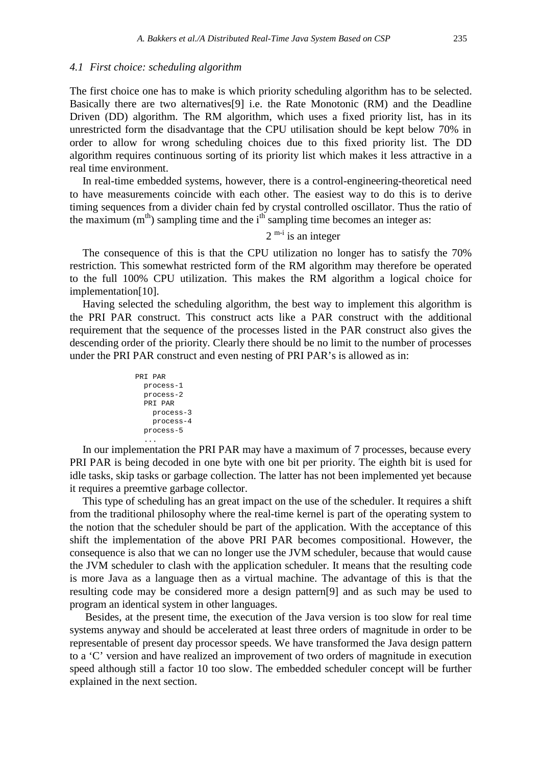### 4.1 First choice: scheduling algorithm

The first choice one has to make is which priority scheduling algorithm has to be selected. Basically there are two alternatives[9] i.e. the Rate Monotonic (RM) and the Deadline Driven (DD) algorithm. The RM algorithm, which uses a fixed priority list, has in its unrestricted form the disadvantage that the CPU utilisation should be kept below 70% in order to allow for wrong scheduling choices due to this fixed priority list. The DD algorithm requires continuous sorting of its priority list which makes it less attractive in a real time environment.

In real-time embedded systems, however, there is a control-engineering-theoretical need to have measurements coincide with each other. The easiest way to do this is to derive timing sequences from a divider chain fed by crystal controlled oscillator. Thus the ratio of the maximum ($m^{th}$) sampling time and the $i^{th}$ sampling time becomes an integer as:

$$2^{m-i} \text{ is an integer}$$

The consequence of this is that the CPU utilization no longer has to satisfy the 70% restriction. This somewhat restricted form of the RM algorithm may therefore be operated to the full 100% CPU utilization. This makes the RM algorithm a logical choice for implementation[10].

Having selected the scheduling algorithm, the best way to implement this algorithm is the PRI PAR construct. This construct acts like a PAR construct with the additional requirement that the sequence of the processes listed in the PAR construct also gives the descending order of the priority. Clearly there should be no limit to the number of processes under the PRI PAR construct and even nesting of PRI PAR's is allowed as in:

```
PRI PAR
  process-1
  process-2
  PRI PAR
    process-3
    process-4
  process-5
  ...
```

In our implementation the PRI PAR may have a maximum of 7 processes, because every PRI PAR is being decoded in one byte with one bit per priority. The eighth bit is used for idle tasks, skip tasks or garbage collection. The latter has not been implemented yet because it requires a preemtive garbage collector.

This type of scheduling has an great impact on the use of the scheduler. It requires a shift from the traditional philosophy where the real-time kernel is part of the operating system to the notion that the scheduler should be part of the application. With the acceptance of this shift the implementation of the above PRI PAR becomes compositional. However, the consequence is also that we can no longer use the JVM scheduler, because that would cause the JVM scheduler to clash with the application scheduler. It means that the resulting code is more Java as a language then as a virtual machine. The advantage of this is that the resulting code may be considered more a design pattern[9] and as such may be used to program an identical system in other languages.

Besides, at the present time, the execution of the Java version is too slow for real time systems anyway and should be accelerated at least three orders of magnitude in order to be representable of present day processor speeds. We have transformed the Java design pattern to a 'C' version and have realized an improvement of two orders of magnitude in execution speed although still a factor 10 too slow. The embedded scheduler concept will be further explained in the next section.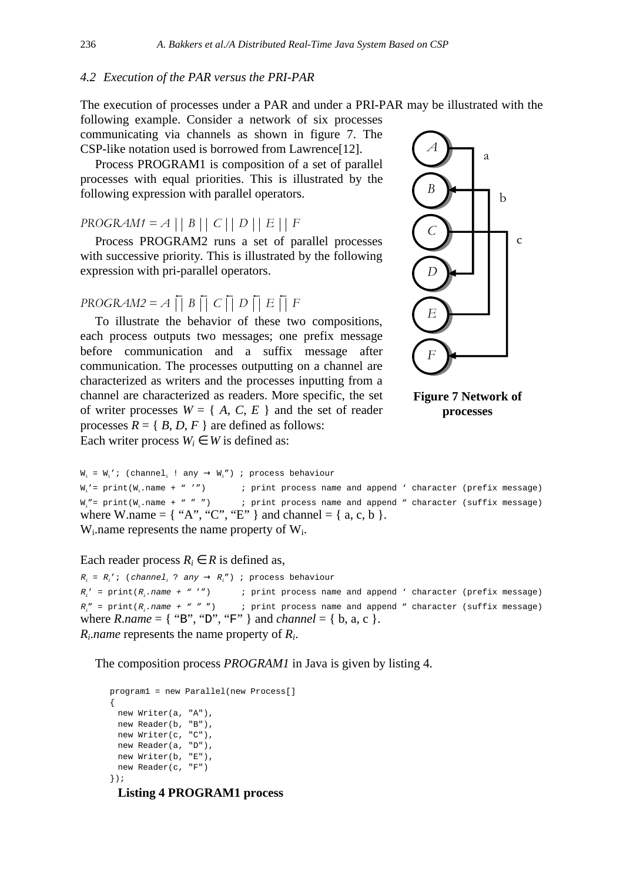### 4.2 Execution of the PAR versus the PRI-PAR

The execution of processes under a PAR and under a PRI-PAR may be illustrated with the following example. Consider a network of six processes communicating via channels as shown in figure 7. The CSP-like notation used is borrowed from Lawrence[12].

Process PROGRAM1 is composition of a set of parallel processes with equal priorities. This is illustrated by the following expression with parallel operators.

$$PROGRAM1 = A \mid\mid B \mid\mid C \mid\mid D \mid\mid E \mid\mid F$$

Process PROGRAM2 runs a set of parallel processes with successive priority. This is illustrated by the following expression with pri-parallel operators.

$$PROGRAM2 = A \overleftarrow{\|} B \overleftarrow{\|} C \overleftarrow{\|} D \overleftarrow{\|} E \overleftarrow{\|} F$$

To illustrate the behavior of these two compositions, each process outputs two messages; one prefix message before communication and a suffix message after communication. The processes outputting on a channel are characterized as writers and the processes inputting from a channel are characterized as readers. More specific, the set of writer processes $W = \{ A, C, E \}$ and the set of reader processes $R = \{ B, D, F \}$ are defined as follows:

**Figure 7 Network of processes**

Each writer process $W_i \in W$ is defined as:

```
Wi = Wi'; (channeli ! any → Wi") ; process behaviour
Wi'= print(Wi.name + " '")       ; print process name and append ' character (prefix message)
Wi"= print(Wi.name + " " ")      ; print process name and append " character (suffix message)
```

where W.name = { "A", "C", "E" } and channel = { a, c, b }.
$W_i$.name represents the name property of $W_i$.

Each reader process $R_i \in R$ is defined as,

```
Ri = Ri'; (channeli ? any → Ri") ; process behaviour
Ri' = print(Ri.name + " '")      ; print process name and append ' character (prefix message)
Ri" = print(Ri.name + " " ")     ; print process name and append " character (suffix message)
```

where *R.name* = { "B", "D", "F" } and *channel* = { b, a, c }.
$R_i$*.name* represents the name property of $R_i$.

The composition process *PROGRAM1* in Java is given by listing 4.

```
program1 = new Parallel(new Process[]
{
  new Writer(a, "A"),
  new Reader(b, "B"),
  new Writer(c, "C"),
  new Reader(a, "D"),
  new Writer(b, "E"),
  new Reader(c, "F")
});
```

**Listing 4 PROGRAM1 process**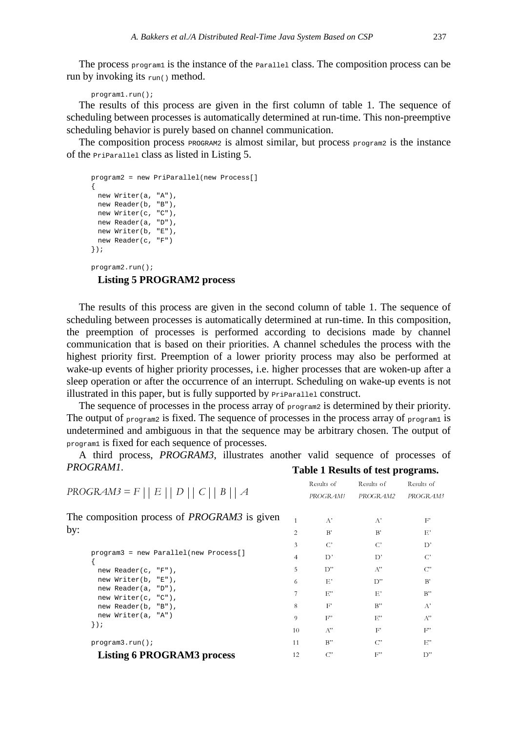The process `program1` is the instance of the `Parallel` class. The composition process can be run by invoking its `run()` method.

```
program1.run();
```

The results of this process are given in the first column of table 1. The sequence of scheduling between processes is automatically determined at run-time. This non-preemptive scheduling behavior is purely based on channel communication.

The composition process `PROGRAM2` is almost similar, but process `program2` is the instance of the `PriParallel` class as listed in Listing 5.

```
program2 = new PriParallel(new Process[]
{
  new Writer(a, "A"),
  new Reader(b, "B"),
  new Writer(c, "C"),
  new Reader(a, "D"),
  new Writer(b, "E"),
  new Reader(c, "F")
});

program2.run();
```

**Listing 5 PROGRAM2 process**

The results of this process are given in the second column of table 1. The sequence of scheduling between processes is automatically determined at run-time. In this composition, the preemption of processes is performed according to decisions made by channel communication that is based on their priorities. A channel schedules the process with the highest priority first. Preemption of a lower priority process may also be performed at wake-up events of higher priority processes, i.e. higher processes that are woken-up after a sleep operation or after the occurrence of an interrupt. Scheduling on wake-up events is not illustrated in this paper, but is fully supported by `PriParallel` construct.

The sequence of processes in the process array of `program2` is determined by their priority. The output of `program2` is fixed. The sequence of processes in the process array of `program1` is undetermined and ambiguous in that the sequence may be arbitrary chosen. The output of `program1` is fixed for each sequence of processes.

A third process, *PROGRAM3*, illustrates another valid sequence of processes of *PROGRAM1*.

$$PROGRAM3 = F \,||\, E \,||\, D \,||\, C \,||\, B \,||\, A$$

The composition process of *PROGRAM3* is given by:

```
program3 = new Parallel(new Process[]
{
  new Reader(c, "F"),
  new Writer(b, "E"),
  new Reader(a, "D"),
  new Writer(c, "C"),
  new Reader(b, "B"),
  new Writer(a, "A")
});

program3.run();
```

**Listing 6 PROGRAM3 process**

**Table 1 Results of test programs.**

| | Results of *PROGRAM1* | Results of *PROGRAM2* | Results of *PROGRAM3* |
|---|---|---|---|
| 1 | A' | A' | F' |
| 2 | B' | B' | E' |
| 3 | C' | C' | D' |
| 4 | D' | D' | C' |
| 5 | D" | A" | C" |
| 6 | E' | D" | B' |
| 7 | E" | E' | B" |
| 8 | F' | B" | A' |
| 9 | F" | E" | A" |
| 10 | A" | F' | F" |
| 11 | B" | C" | E" |
| 12 | C" | F" | D" |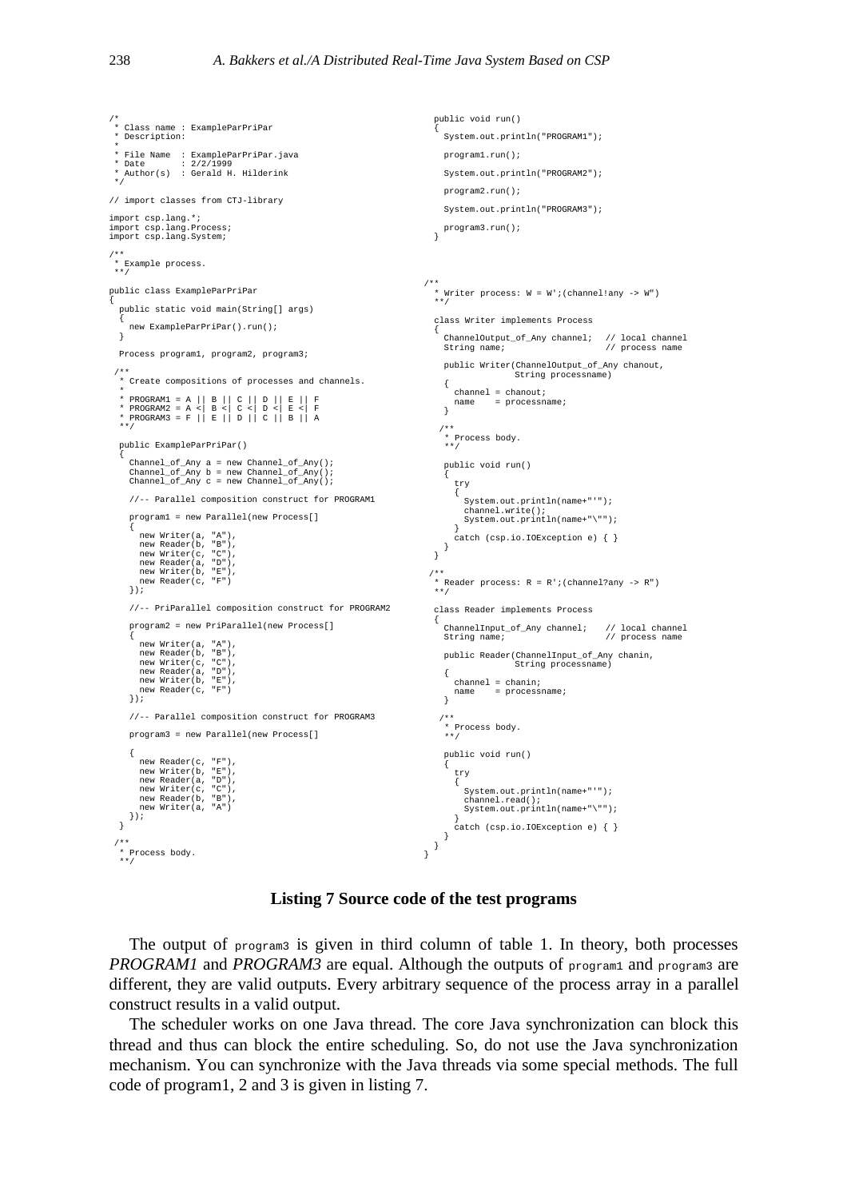```java
/*
 * Class name : ExampleParPriPar
 * Description:
 *
 * File Name  : ExampleParPriPar.java
 * Date       : 2/2/1999
 * Author(s)  : Gerald H. Hilderink
 */

// import classes from CTJ-library

import csp.lang.*;
import csp.lang.Process;
import csp.lang.System;

/**
 * Example process.
 **/

public class ExampleParPriPar
{
  public static void main(String[] args)
  {
    new ExampleParPriPar().run();
  }

  Process program1, program2, program3;

 /**
  * Create compositions of processes and channels.
  *
  * PROGRAM1 = A || B || C || D || E || F
  * PROGRAM2 = A <| B <| C <| D <| E <| F
  * PROGRAM3 = F || E || D || C || B || A
  **/

  public ExampleParPriPar()
  {
    Channel_of_Any a = new Channel_of_Any();
    Channel_of_Any b = new Channel_of_Any();
    Channel_of_Any c = new Channel_of_Any();

    //-- Parallel composition construct for PROGRAM1

    program1 = new Parallel(new Process[]
    {
      new Writer(a, "A"),
      new Reader(b, "B"),
      new Writer(c, "C"),
      new Reader(a, "D"),
      new Writer(b, "E"),
      new Reader(c, "F")
    });

    //-- PriParallel composition construct for PROGRAM2

    program2 = new PriParallel(new Process[]
    {
      new Writer(a, "A"),
      new Reader(b, "B"),
      new Writer(c, "C"),
      new Reader(a, "D"),
      new Writer(b, "E"),
      new Reader(c, "F")
    });

    //-- Parallel composition construct for PROGRAM3

    program3 = new Parallel(new Process[]

    {
      new Reader(c, "F"),
      new Writer(b, "E"),
      new Reader(a, "D"),
      new Writer(c, "C"),
      new Reader(b, "B"),
      new Writer(a, "A")
    });
  }

 /**
  * Process body.
  **/

  public void run()
  {
    System.out.println("PROGRAM1");

    program1.run();

    System.out.println("PROGRAM2");

    program2.run();

    System.out.println("PROGRAM3");

    program3.run();
  }

/**
  * Writer process: W = W';(channel!any -> W")
  **/

  class Writer implements Process
  {
    ChannelOutput_of_Any channel;  // local channel
    String name;                   // process name

    public Writer(ChannelOutput_of_Any chanout,
                  String processname)
    {
      channel = chanout;
      name    = processname;
    }

   /**
    * Process body.
    **/

    public void run()
    {
      try
      {
        System.out.println(name+"'");
        channel.write();
        System.out.println(name+"\"");
      }
      catch (csp.io.IOException e) { }
    }
  }

 /**
  * Reader process: R = R';(channel?any -> R")
  **/

  class Reader implements Process
  {
    ChannelInput_of_Any channel;   // local channel
    String name;                   // process name

    public Reader(ChannelInput_of_Any chanin,
                  String processname)
    {
      channel = chanin;
      name    = processname;
    }

   /**
    * Process body.
    **/

    public void run()
    {
      try
      {
        System.out.println(name+"'");
        channel.read();
        System.out.println(name+"\"");
      }
      catch (csp.io.IOException e) { }
    }
  }
}
```

**Listing 7 Source code of the test programs**

The output of `program3` is given in third column of table 1. In theory, both processes *PROGRAM1* and *PROGRAM3* are equal. Although the outputs of `program1` and `program3` are different, they are valid outputs. Every arbitrary sequence of the process array in a parallel construct results in a valid output.

The scheduler works on one Java thread. The core Java synchronization can block this thread and thus can block the entire scheduling. So, do not use the Java synchronization mechanism. You can synchronize with the Java threads via some special methods. The full code of program1, 2 and 3 is given in listing 7.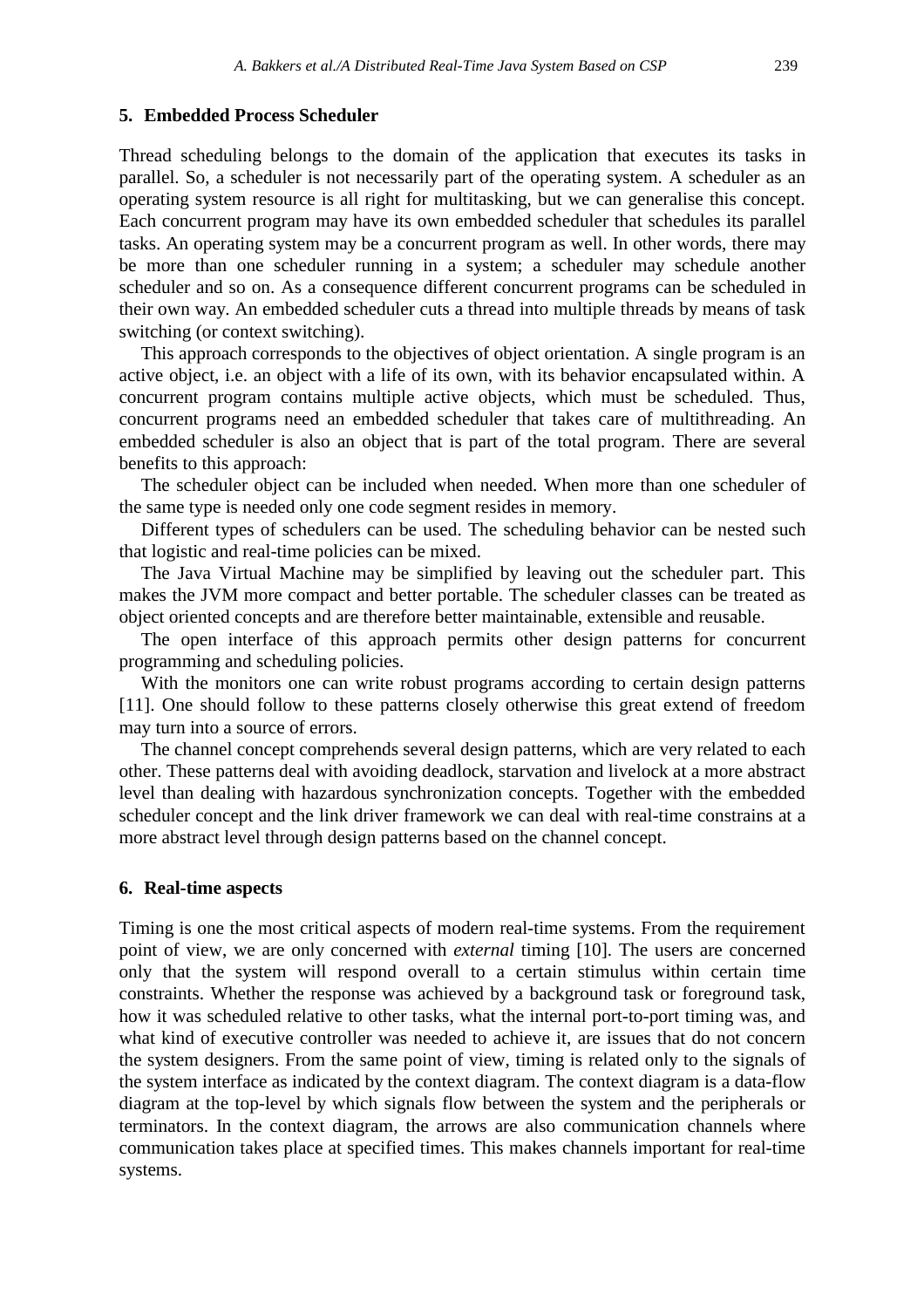## 5. Embedded Process Scheduler

Thread scheduling belongs to the domain of the application that executes its tasks in parallel. So, a scheduler is not necessarily part of the operating system. A scheduler as an operating system resource is all right for multitasking, but we can generalise this concept. Each concurrent program may have its own embedded scheduler that schedules its parallel tasks. An operating system may be a concurrent program as well. In other words, there may be more than one scheduler running in a system; a scheduler may schedule another scheduler and so on. As a consequence different concurrent programs can be scheduled in their own way. An embedded scheduler cuts a thread into multiple threads by means of task switching (or context switching).

This approach corresponds to the objectives of object orientation. A single program is an active object, i.e. an object with a life of its own, with its behavior encapsulated within. A concurrent program contains multiple active objects, which must be scheduled. Thus, concurrent programs need an embedded scheduler that takes care of multithreading. An embedded scheduler is also an object that is part of the total program. There are several benefits to this approach:

The scheduler object can be included when needed. When more than one scheduler of the same type is needed only one code segment resides in memory.

Different types of schedulers can be used. The scheduling behavior can be nested such that logistic and real-time policies can be mixed.

The Java Virtual Machine may be simplified by leaving out the scheduler part. This makes the JVM more compact and better portable. The scheduler classes can be treated as object oriented concepts and are therefore better maintainable, extensible and reusable.

The open interface of this approach permits other design patterns for concurrent programming and scheduling policies.

With the monitors one can write robust programs according to certain design patterns [11]. One should follow to these patterns closely otherwise this great extend of freedom may turn into a source of errors.

The channel concept comprehends several design patterns, which are very related to each other. These patterns deal with avoiding deadlock, starvation and livelock at a more abstract level than dealing with hazardous synchronization concepts. Together with the embedded scheduler concept and the link driver framework we can deal with real-time constrains at a more abstract level through design patterns based on the channel concept.

## 6. Real-time aspects

Timing is one the most critical aspects of modern real-time systems. From the requirement point of view, we are only concerned with *external* timing [10]. The users are concerned only that the system will respond overall to a certain stimulus within certain time constraints. Whether the response was achieved by a background task or foreground task, how it was scheduled relative to other tasks, what the internal port-to-port timing was, and what kind of executive controller was needed to achieve it, are issues that do not concern the system designers. From the same point of view, timing is related only to the signals of the system interface as indicated by the context diagram. The context diagram is a data-flow diagram at the top-level by which signals flow between the system and the peripherals or terminators. In the context diagram, the arrows are also communication channels where communication takes place at specified times. This makes channels important for real-time systems.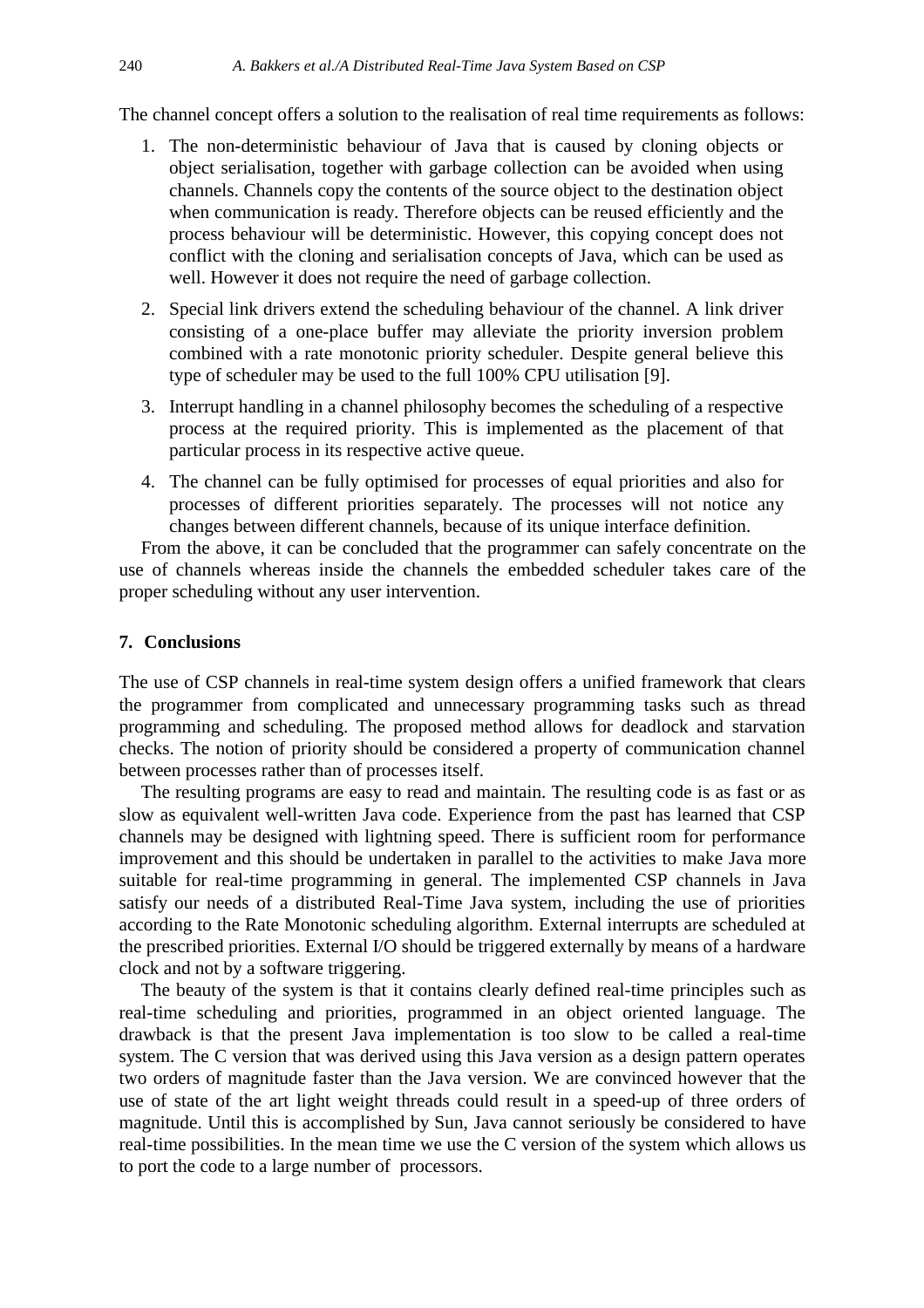The channel concept offers a solution to the realisation of real time requirements as follows:

1. The non-deterministic behaviour of Java that is caused by cloning objects or object serialisation, together with garbage collection can be avoided when using channels. Channels copy the contents of the source object to the destination object when communication is ready. Therefore objects can be reused efficiently and the process behaviour will be deterministic. However, this copying concept does not conflict with the cloning and serialisation concepts of Java, which can be used as well. However it does not require the need of garbage collection.
2. Special link drivers extend the scheduling behaviour of the channel. A link driver consisting of a one-place buffer may alleviate the priority inversion problem combined with a rate monotonic priority scheduler. Despite general believe this type of scheduler may be used to the full 100% CPU utilisation [9].
3. Interrupt handling in a channel philosophy becomes the scheduling of a respective process at the required priority. This is implemented as the placement of that particular process in its respective active queue.
4. The channel can be fully optimised for processes of equal priorities and also for processes of different priorities separately. The processes will not notice any changes between different channels, because of its unique interface definition.

From the above, it can be concluded that the programmer can safely concentrate on the use of channels whereas inside the channels the embedded scheduler takes care of the proper scheduling without any user intervention.

## 7. Conclusions

The use of CSP channels in real-time system design offers a unified framework that clears the programmer from complicated and unnecessary programming tasks such as thread programming and scheduling. The proposed method allows for deadlock and starvation checks. The notion of priority should be considered a property of communication channel between processes rather than of processes itself.

The resulting programs are easy to read and maintain. The resulting code is as fast or as slow as equivalent well-written Java code. Experience from the past has learned that CSP channels may be designed with lightning speed. There is sufficient room for performance improvement and this should be undertaken in parallel to the activities to make Java more suitable for real-time programming in general. The implemented CSP channels in Java satisfy our needs of a distributed Real-Time Java system, including the use of priorities according to the Rate Monotonic scheduling algorithm. External interrupts are scheduled at the prescribed priorities. External I/O should be triggered externally by means of a hardware clock and not by a software triggering.

The beauty of the system is that it contains clearly defined real-time principles such as real-time scheduling and priorities, programmed in an object oriented language. The drawback is that the present Java implementation is too slow to be called a real-time system. The C version that was derived using this Java version as a design pattern operates two orders of magnitude faster than the Java version. We are convinced however that the use of state of the art light weight threads could result in a speed-up of three orders of magnitude. Until this is accomplished by Sun, Java cannot seriously be considered to have real-time possibilities. In the mean time we use the C version of the system which allows us to port the code to a large number of processors.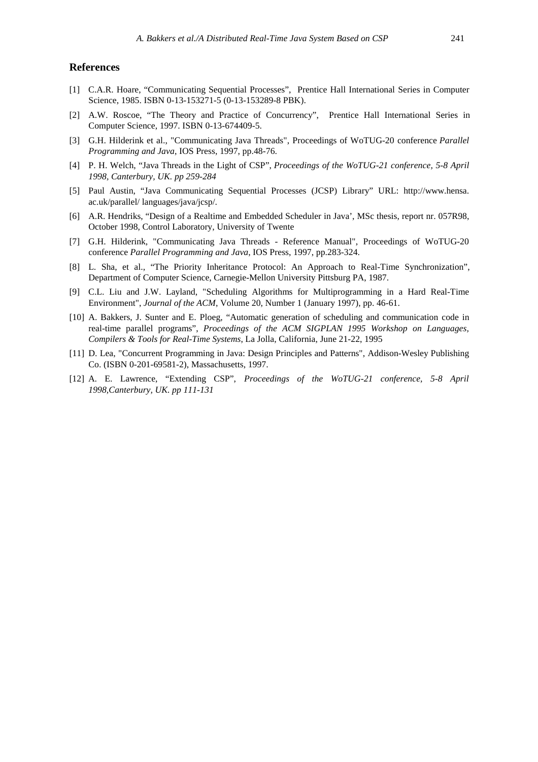## References

[1] C.A.R. Hoare, “Communicating Sequential Processes”, Prentice Hall International Series in Computer Science, 1985. ISBN 0-13-153271-5 (0-13-153289-8 PBK).

[2] A.W. Roscoe, “The Theory and Practice of Concurrency”, Prentice Hall International Series in Computer Science, 1997. ISBN 0-13-674409-5.

[3] G.H. Hilderink et al., "Communicating Java Threads", Proceedings of WoTUG-20 conference *Parallel Programming and Java*, IOS Press, 1997, pp.48-76.

[4] P. H. Welch, “Java Threads in the Light of CSP”, *Proceedings of the WoTUG-21 conference, 5-8 April 1998, Canterbury, UK. pp 259-284*

[5] Paul Austin, “Java Communicating Sequential Processes (JCSP) Library” URL: http://www.hensa.ac.uk/parallel/ languages/java/jcsp/.

[6] A.R. Hendriks, “Design of a Realtime and Embedded Scheduler in Java’, MSc thesis, report nr. 057R98, October 1998, Control Laboratory, University of Twente

[7] G.H. Hilderink, "Communicating Java Threads - Reference Manual", Proceedings of WoTUG-20 conference *Parallel Programming and Java*, IOS Press, 1997, pp.283-324.

[8] L. Sha, et al., “The Priority Inheritance Protocol: An Approach to Real-Time Synchronization”, Department of Computer Science, Carnegie-Mellon University Pittsburg PA, 1987.

[9] C.L. Liu and J.W. Layland, "Scheduling Algorithms for Multiprogramming in a Hard Real-Time Environment", *Journal of the ACM*, Volume 20, Number 1 (January 1997), pp. 46-61.

[10] A. Bakkers, J. Sunter and E. Ploeg, “Automatic generation of scheduling and communication code in real-time parallel programs”, *Proceedings of the ACM SIGPLAN 1995 Workshop on Languages, Compilers & Tools for Real-Time Systems*, La Jolla, California, June 21-22, 1995

[11] D. Lea, "Concurrent Programming in Java: Design Principles and Patterns", Addison-Wesley Publishing Co. (ISBN 0-201-69581-2), Massachusetts, 1997.

[12] A. E. Lawrence, “Extending CSP”, *Proceedings of the WoTUG-21 conference, 5-8 April 1998,Canterbury, UK. pp 111-131*